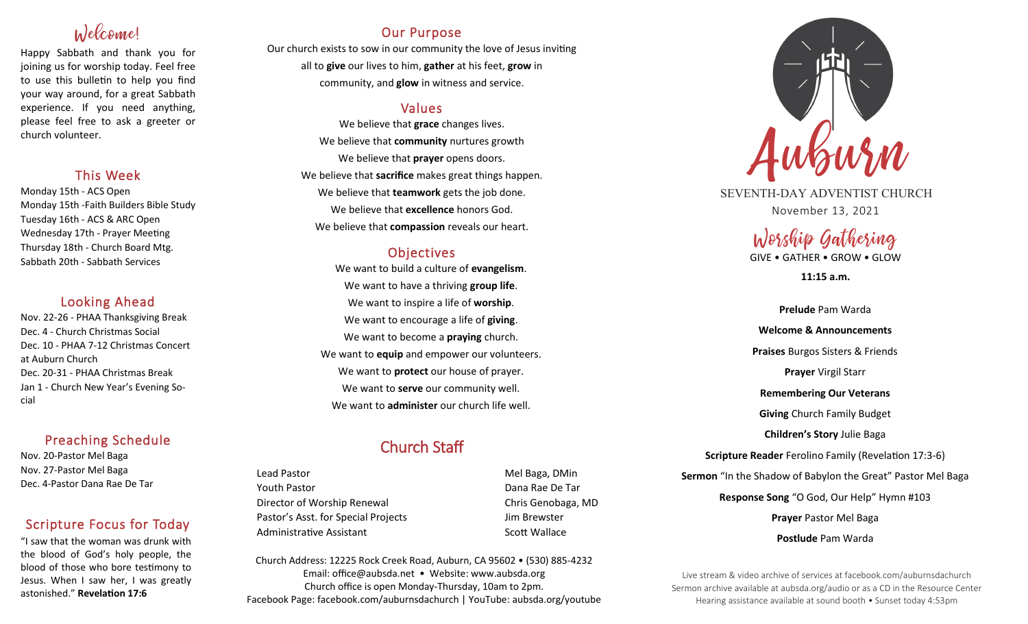## Welcome!

Happy Sabbath and thank you for joining us for worship today. Feel free to use this bulletin to help you find your way around, for a great Sabbath experience. If you need anything, please feel free to ask a greeter or church volunteer.

## This Week

Monday 15th - ACS Open
Monday 15th -Faith Builders Bible Study
Tuesday 16th - ACS & ARC Open
Wednesday 17th - Prayer Meeting
Thursday 18th - Church Board Mtg.
Sabbath 20th - Sabbath Services

## Looking Ahead

Nov. 22-26 - PHAA Thanksgiving Break
Dec. 4 - Church Christmas Social
Dec. 10 - PHAA 7-12 Christmas Concert at Auburn Church
Dec. 20-31 - PHAA Christmas Break
Jan 1 - Church New Year's Evening Social

## Preaching Schedule

Nov. 20-Pastor Mel Baga
Nov. 27-Pastor Mel Baga
Dec. 4-Pastor Dana Rae De Tar

## Scripture Focus for Today

"I saw that the woman was drunk with the blood of God's holy people, the blood of those who bore testimony to Jesus. When I saw her, I was greatly astonished." **Revelation 17:6**

## Our Purpose

Our church exists to sow in our community the love of Jesus inviting all to **give** our lives to him, **gather** at his feet, **grow** in community, and **glow** in witness and service.

## Values

We believe that **grace** changes lives.
We believe that **community** nurtures growth
We believe that **prayer** opens doors.
We believe that **sacrifice** makes great things happen.
We believe that **teamwork** gets the job done.
We believe that **excellence** honors God.
We believe that **compassion** reveals our heart.

## Objectives

We want to build a culture of **evangelism**.
We want to have a thriving **group life**.
We want to inspire a life of **worship**.
We want to encourage a life of **giving**.
We want to become a **praying** church.
We want to **equip** and empower our volunteers.
We want to **protect** our house of prayer.
We want to **serve** our community well.
We want to **administer** our church life well.

## Church Staff

| | |
|---|---|
| Lead Pastor | Mel Baga, DMin |
| Youth Pastor | Dana Rae De Tar |
| Director of Worship Renewal | Chris Genobaga, MD |
| Pastor's Asst. for Special Projects | Jim Brewster |
| Administrative Assistant | Scott Wallace |

Church Address: 12225 Rock Creek Road, Auburn, CA 95602 • (530) 885-4232
Email: office@aubsda.net • Website: www.aubsda.org
Church office is open Monday-Thursday, 10am to 2pm.
Facebook Page: facebook.com/auburnsdachurch | YouTube: aubsda.org/youtube

# Auburn

SEVENTH-DAY ADVENTIST CHURCH
November 13, 2021

## Worship Gathering

GIVE • GATHER • GROW • GLOW

**11:15 a.m.**

**Prelude** Pam Warda

**Welcome & Announcements**

**Praises** Burgos Sisters & Friends

**Prayer** Virgil Starr

**Remembering Our Veterans**

**Giving** Church Family Budget

**Children's Story** Julie Baga

**Scripture Reader** Ferolino Family (Revelation 17:3-6)

**Sermon** "In the Shadow of Babylon the Great" Pastor Mel Baga

**Response Song** "O God, Our Help" Hymn #103

**Prayer** Pastor Mel Baga

**Postlude** Pam Warda

Live stream & video archive of services at facebook.com/auburnsdachurch
Sermon archive available at aubsda.org/audio or as a CD in the Resource Center
Hearing assistance available at sound booth • Sunset today 4:53pm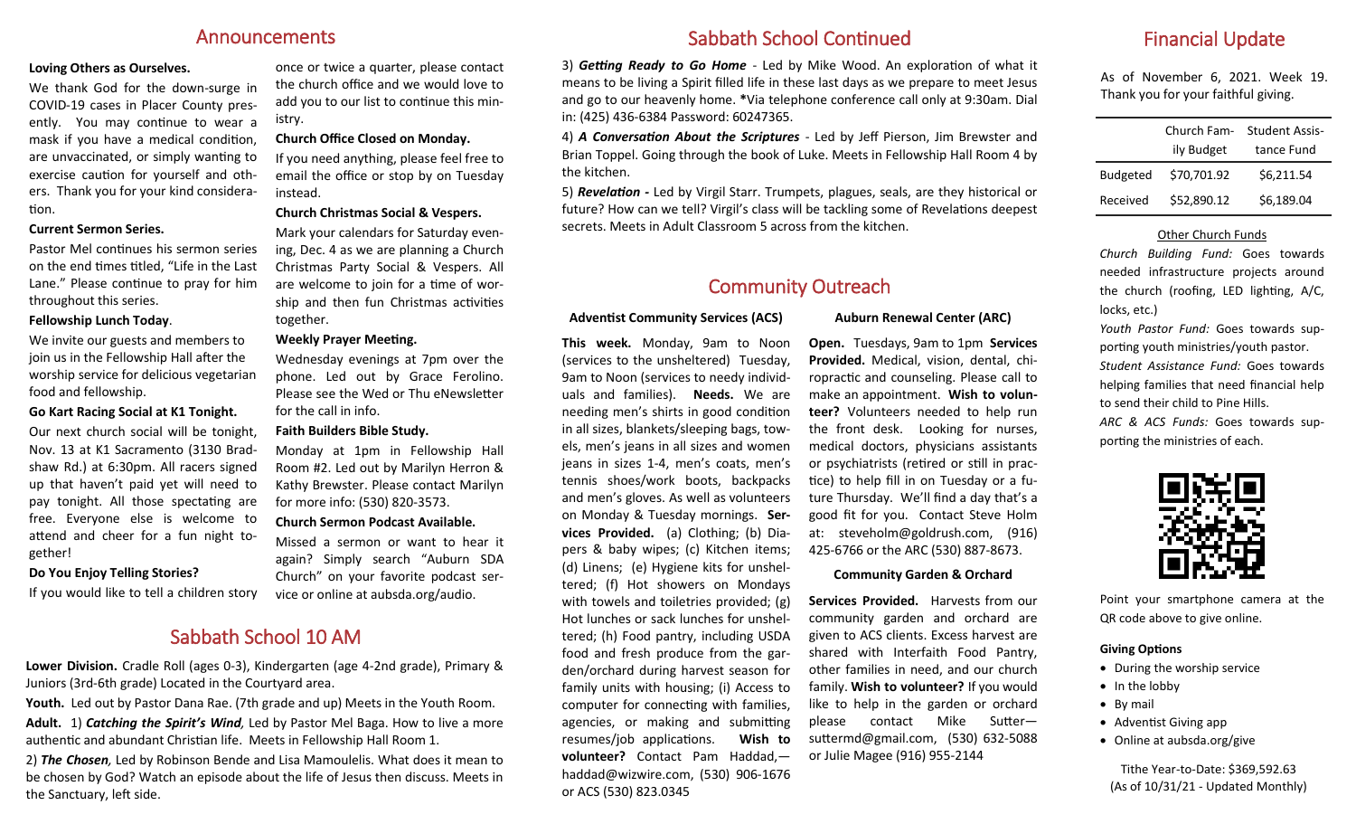## Announcements

**Loving Others as Ourselves.**

We thank God for the down-surge in COVID-19 cases in Placer County presently. You may continue to wear a mask if you have a medical condition, are unvaccinated, or simply wanting to exercise caution for yourself and others. Thank you for your kind consideration.

**Current Sermon Series.**

Pastor Mel continues his sermon series on the end times titled, "Life in the Last Lane." Please continue to pray for him throughout this series.

**Fellowship Lunch Today**.

We invite our guests and members to join us in the Fellowship Hall after the worship service for delicious vegetarian food and fellowship.

**Go Kart Racing Social at K1 Tonight.**

Our next church social will be tonight, Nov. 13 at K1 Sacramento (3130 Bradshaw Rd.) at 6:30pm. All racers signed up that haven't paid yet will need to pay tonight. All those spectating are free. Everyone else is welcome to attend and cheer for a fun night together!

**Do You Enjoy Telling Stories?**

If you would like to tell a children story once or twice a quarter, please contact the church office and we would love to add you to our list to continue this ministry.

**Church Office Closed on Monday.**

If you need anything, please feel free to email the office or stop by on Tuesday instead.

**Church Christmas Social & Vespers.**

Mark your calendars for Saturday evening, Dec. 4 as we are planning a Church Christmas Party Social & Vespers. All are welcome to join for a time of worship and then fun Christmas activities together.

**Weekly Prayer Meeting.**

Wednesday evenings at 7pm over the phone. Led out by Grace Ferolino. Please see the Wed or Thu eNewsletter for the call in info.

**Faith Builders Bible Study.**

Monday at 1pm in Fellowship Hall Room #2. Led out by Marilyn Herron & Kathy Brewster. Please contact Marilyn for more info: (530) 820-3573.

**Church Sermon Podcast Available.**

Missed a sermon or want to hear it again? Simply search "Auburn SDA Church" on your favorite podcast service or online at aubsda.org/audio.

## Sabbath School 10 AM

**Lower Division.** Cradle Roll (ages 0-3), Kindergarten (age 4-2nd grade), Primary & Juniors (3rd-6th grade) Located in the Courtyard area.

**Youth.** Led out by Pastor Dana Rae. (7th grade and up) Meets in the Youth Room.

**Adult.** 1) ***Catching the Spirit's Wind**,* Led by Pastor Mel Baga. How to live a more authentic and abundant Christian life. Meets in Fellowship Hall Room 1.

2) ***The Chosen**,* Led by Robinson Bende and Lisa Mamoulelis. What does it mean to be chosen by God? Watch an episode about the life of Jesus then discuss. Meets in the Sanctuary, left side.

## Sabbath School Continued

3) ***Getting Ready to Go Home*** - Led by Mike Wood. An exploration of what it means to be living a Spirit filled life in these last days as we prepare to meet Jesus and go to our heavenly home. **\***Via telephone conference call only at 9:30am. Dial in: (425) 436-6384 Password: 60247365.

4) ***A Conversation About the Scriptures*** - Led by Jeff Pierson, Jim Brewster and Brian Toppel. Going through the book of Luke. Meets in Fellowship Hall Room 4 by the kitchen.

5) ***Revelation*** **-** Led by Virgil Starr. Trumpets, plagues, seals, are they historical or future? How can we tell? Virgil's class will be tackling some of Revelations deepest secrets. Meets in Adult Classroom 5 across from the kitchen.

## Community Outreach

**Adventist Community Services (ACS)**

**This week.** Monday, 9am to Noon (services to the unsheltered) Tuesday, 9am to Noon (services to needy individuals and families). **Needs.** We are needing men's shirts in good condition in all sizes, blankets/sleeping bags, towels, men's jeans in all sizes and women jeans in sizes 1-4, men's coats, men's tennis shoes/work boots, backpacks and men's gloves. As well as volunteers on Monday & Tuesday mornings. **Services Provided.** (a) Clothing; (b) Diapers & baby wipes; (c) Kitchen items; (d) Linens; (e) Hygiene kits for unsheltered; (f) Hot showers on Mondays with towels and toiletries provided; (g) Hot lunches or sack lunches for unsheltered; (h) Food pantry, including USDA food and fresh produce from the garden/orchard during harvest season for family units with housing; (i) Access to computer for connecting with families, agencies, or making and submitting resumes/job applications. **Wish to volunteer?** Contact Pam Haddad,—haddad@wizwire.com, (530) 906-1676 or ACS (530) 823.0345

**Auburn Renewal Center (ARC)**

**Open.** Tuesdays, 9am to 1pm **Services Provided.** Medical, vision, dental, chiropractic and counseling. Please call to make an appointment. **Wish to volunteer?** Volunteers needed to help run the front desk. Looking for nurses, medical doctors, physicians assistants or psychiatrists (retired or still in practice) to help fill in on Tuesday or a future Thursday. We'll find a day that's a good fit for you. Contact Steve Holm at: steveholm@goldrush.com, (916) 425-6766 or the ARC (530) 887-8673.

**Community Garden & Orchard**

**Services Provided.** Harvests from our community garden and orchard are given to ACS clients. Excess harvest are shared with Interfaith Food Pantry, other families in need, and our church family. **Wish to volunteer?** If you would like to help in the garden or orchard please contact Mike Sutter—suttermd@gmail.com, (530) 632-5088 or Julie Magee (916) 955-2144

## Financial Update

As of November 6, 2021. Week 19. Thank you for your faithful giving.

| | Church Family Budget | Student Assistance Fund |
|---|---|---|
| Budgeted | $70,701.92 | $6,211.54 |
| Received | $52,890.12 | $6,189.04 |

Other Church Funds

*Church Building Fund:* Goes towards needed infrastructure projects around the church (roofing, LED lighting, A/C, locks, etc.)

*Youth Pastor Fund:* Goes towards supporting youth ministries/youth pastor.

*Student Assistance Fund:* Goes towards helping families that need financial help to send their child to Pine Hills.

*ARC & ACS Funds:* Goes towards supporting the ministries of each.

Point your smartphone camera at the QR code above to give online.

**Giving Options**

- During the worship service
- In the lobby
- By mail
- Adventist Giving app
- Online at aubsda.org/give

Tithe Year-to-Date: $369,592.63
(As of 10/31/21 - Updated Monthly)